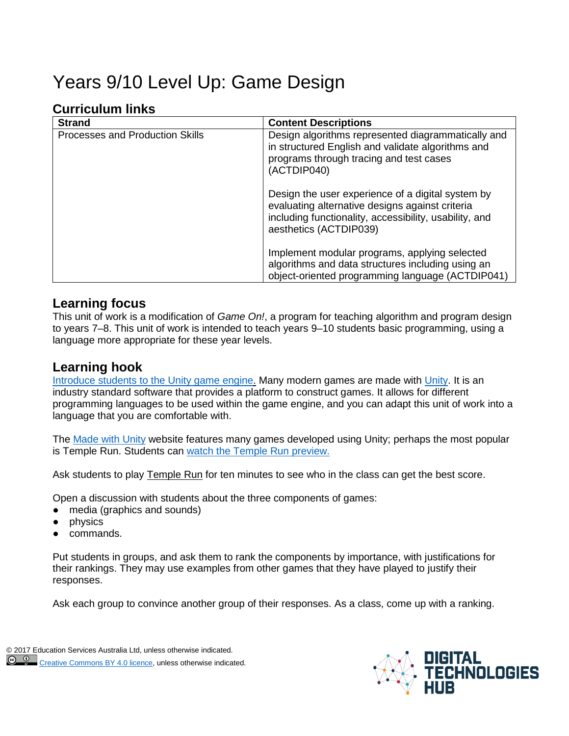# Years 9/10 Level Up: Game Design

## Curriculum links

| Strand | Content Descriptions |
| --- | --- |
| Processes and Production Skills | Design algorithms represented diagrammatically and in structured English and validate algorithms and programs through tracing and test cases (ACTDIP040)<br><br>Design the user experience of a digital system by evaluating alternative designs against criteria including functionality, accessibility, usability, and aesthetics (ACTDIP039)<br><br>Implement modular programs, applying selected algorithms and data structures including using an object-oriented programming language (ACTDIP041) |

## Learning focus

This unit of work is a modification of *Game On!*, a program for teaching algorithm and program design to years 7–8. This unit of work is intended to teach years 9–10 students basic programming, using a language more appropriate for these year levels.

## Learning hook

[Introduce students to the Unity game engine.](#) Many modern games are made with [Unity](#). It is an industry standard software that provides a platform to construct games. It allows for different programming languages to be used within the game engine, and you can adapt this unit of work into a language that you are comfortable with.

The [Made with Unity](#) website features many games developed using Unity; perhaps the most popular is Temple Run. Students can [watch the Temple Run preview.](#)

Ask students to play Temple Run for ten minutes to see who in the class can get the best score.

Open a discussion with students about the three components of games:

- media (graphics and sounds)
- physics
- commands.

Put students in groups, and ask them to rank the components by importance, with justifications for their rankings. They may use examples from other games that they have played to justify their responses.

Ask each group to convince another group of their responses. As a class, come up with a ranking.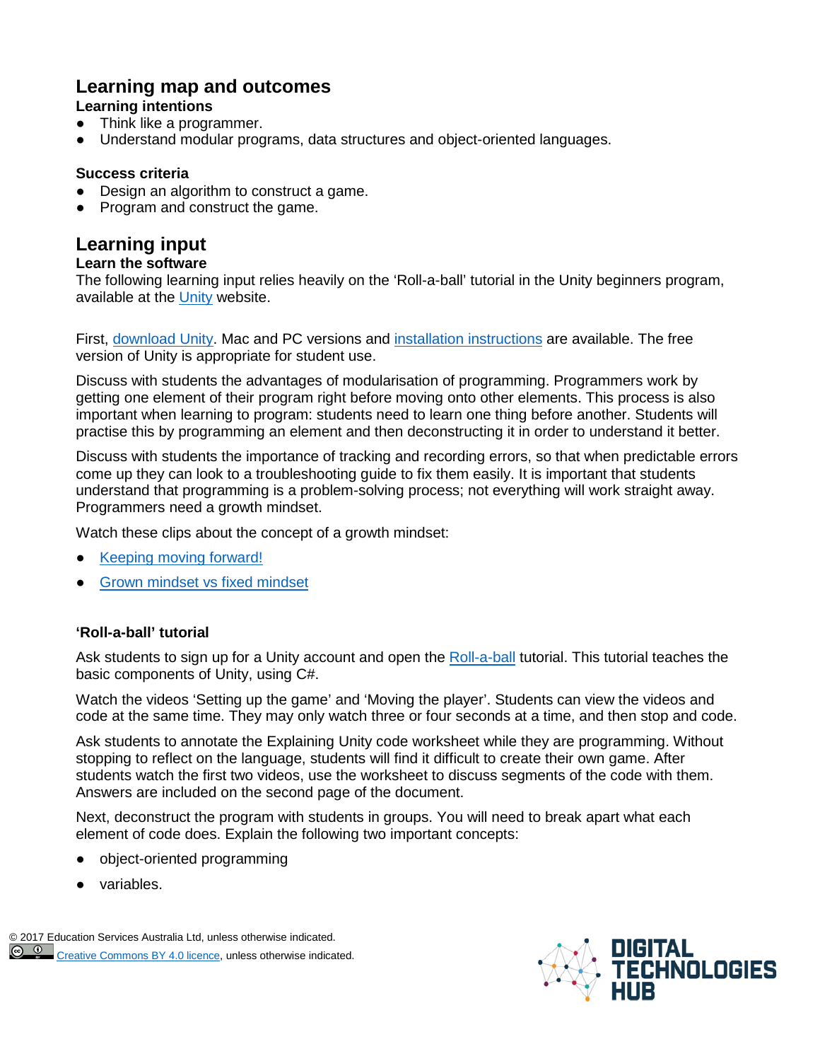## Learning map and outcomes

### Learning intentions

- Think like a programmer.
- Understand modular programs, data structures and object-oriented languages.

### Success criteria

- Design an algorithm to construct a game.
- Program and construct the game.

## Learning input

### Learn the software

The following learning input relies heavily on the 'Roll-a-ball' tutorial in the Unity beginners program, available at the Unity website.

First, download Unity. Mac and PC versions and installation instructions are available. The free version of Unity is appropriate for student use.

Discuss with students the advantages of modularisation of programming. Programmers work by getting one element of their program right before moving onto other elements. This process is also important when learning to program: students need to learn one thing before another. Students will practise this by programming an element and then deconstructing it in order to understand it better.

Discuss with students the importance of tracking and recording errors, so that when predictable errors come up they can look to a troubleshooting guide to fix them easily. It is important that students understand that programming is a problem-solving process; not everything will work straight away. Programmers need a growth mindset.

Watch these clips about the concept of a growth mindset:

- Keeping moving forward!
- Grown mindset vs fixed mindset

### 'Roll-a-ball' tutorial

Ask students to sign up for a Unity account and open the Roll-a-ball tutorial. This tutorial teaches the basic components of Unity, using C#.

Watch the videos 'Setting up the game' and 'Moving the player'. Students can view the videos and code at the same time. They may only watch three or four seconds at a time, and then stop and code.

Ask students to annotate the Explaining Unity code worksheet while they are programming. Without stopping to reflect on the language, students will find it difficult to create their own game. After students watch the first two videos, use the worksheet to discuss segments of the code with them. Answers are included on the second page of the document.

Next, deconstruct the program with students in groups. You will need to break apart what each element of code does. Explain the following two important concepts:

- object-oriented programming
- variables.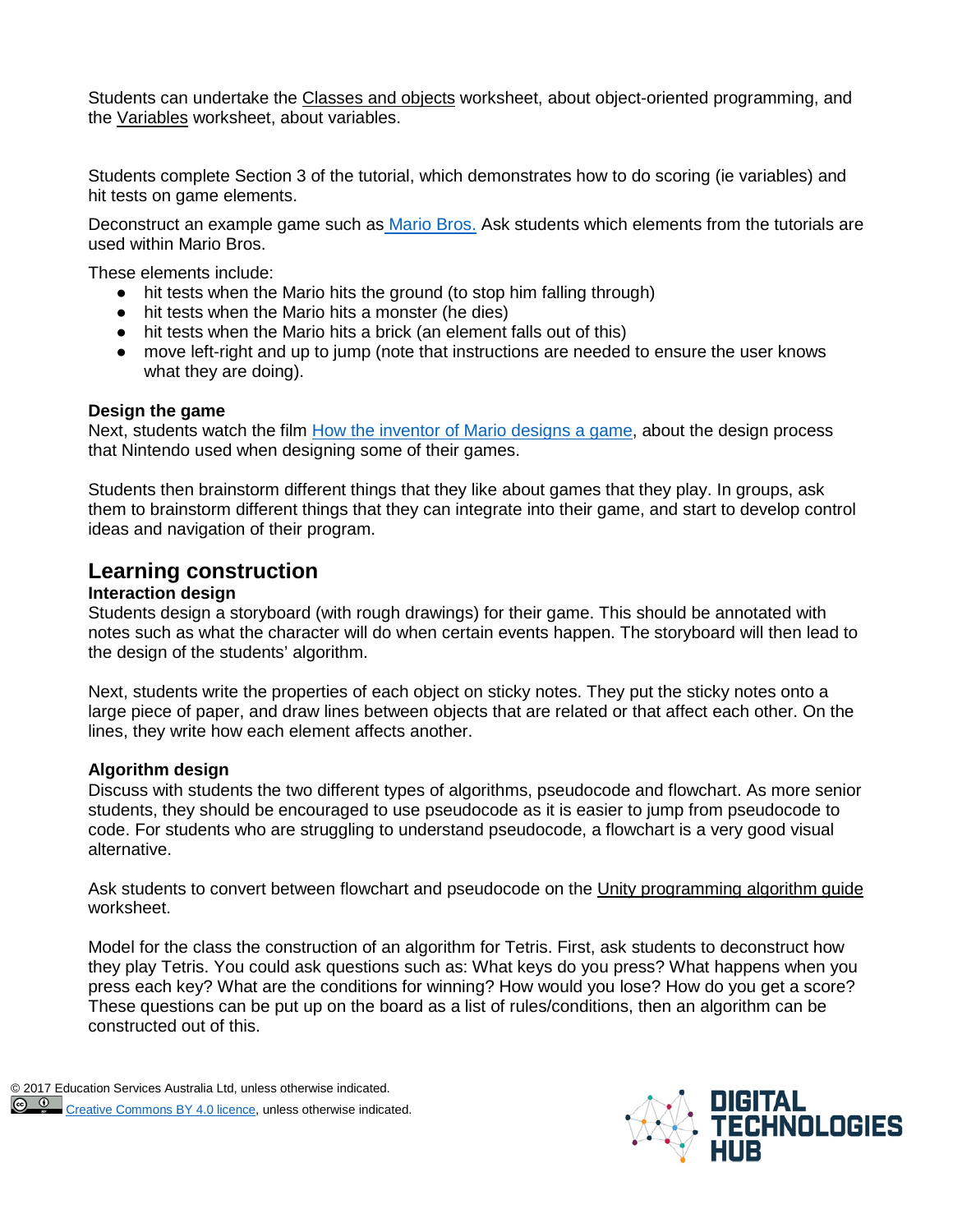Students can undertake the Classes and objects worksheet, about object-oriented programming, and the Variables worksheet, about variables.

Students complete Section 3 of the tutorial, which demonstrates how to do scoring (ie variables) and hit tests on game elements.

Deconstruct an example game such as Mario Bros. Ask students which elements from the tutorials are used within Mario Bros.

These elements include:

- hit tests when the Mario hits the ground (to stop him falling through)
- hit tests when the Mario hits a monster (he dies)
- hit tests when the Mario hits a brick (an element falls out of this)
- move left-right and up to jump (note that instructions are needed to ensure the user knows what they are doing).

**Design the game**
Next, students watch the film How the inventor of Mario designs a game, about the design process that Nintendo used when designing some of their games.

Students then brainstorm different things that they like about games that they play. In groups, ask them to brainstorm different things that they can integrate into their game, and start to develop control ideas and navigation of their program.

## Learning construction

**Interaction design**
Students design a storyboard (with rough drawings) for their game. This should be annotated with notes such as what the character will do when certain events happen. The storyboard will then lead to the design of the students' algorithm.

Next, students write the properties of each object on sticky notes. They put the sticky notes onto a large piece of paper, and draw lines between objects that are related or that affect each other. On the lines, they write how each element affects another.

**Algorithm design**
Discuss with students the two different types of algorithms, pseudocode and flowchart. As more senior students, they should be encouraged to use pseudocode as it is easier to jump from pseudocode to code. For students who are struggling to understand pseudocode, a flowchart is a very good visual alternative.

Ask students to convert between flowchart and pseudocode on the Unity programming algorithm guide worksheet.

Model for the class the construction of an algorithm for Tetris. First, ask students to deconstruct how they play Tetris. You could ask questions such as: What keys do you press? What happens when you press each key? What are the conditions for winning? How would you lose? How do you get a score? These questions can be put up on the board as a list of rules/conditions, then an algorithm can be constructed out of this.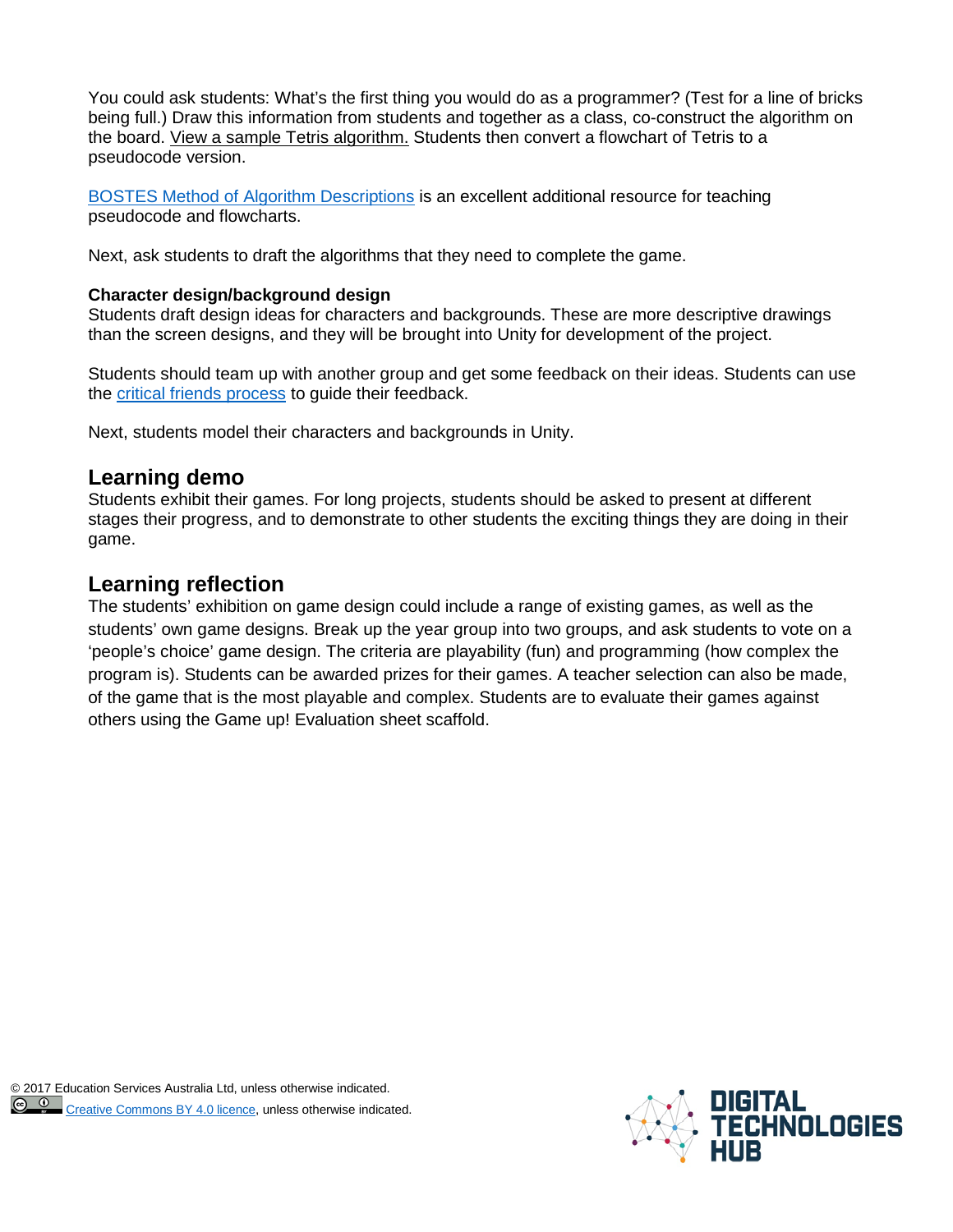You could ask students: What's the first thing you would do as a programmer? (Test for a line of bricks being full.) Draw this information from students and together as a class, co-construct the algorithm on the board. View a sample Tetris algorithm. Students then convert a flowchart of Tetris to a pseudocode version.

BOSTES Method of Algorithm Descriptions is an excellent additional resource for teaching pseudocode and flowcharts.

Next, ask students to draft the algorithms that they need to complete the game.

**Character design/background design**
Students draft design ideas for characters and backgrounds. These are more descriptive drawings than the screen designs, and they will be brought into Unity for development of the project.

Students should team up with another group and get some feedback on their ideas. Students can use the critical friends process to guide their feedback.

Next, students model their characters and backgrounds in Unity.

## Learning demo

Students exhibit their games. For long projects, students should be asked to present at different stages their progress, and to demonstrate to other students the exciting things they are doing in their game.

## Learning reflection

The students' exhibition on game design could include a range of existing games, as well as the students' own game designs. Break up the year group into two groups, and ask students to vote on a 'people's choice' game design. The criteria are playability (fun) and programming (how complex the program is). Students can be awarded prizes for their games. A teacher selection can also be made, of the game that is the most playable and complex. Students are to evaluate their games against others using the Game up! Evaluation sheet scaffold.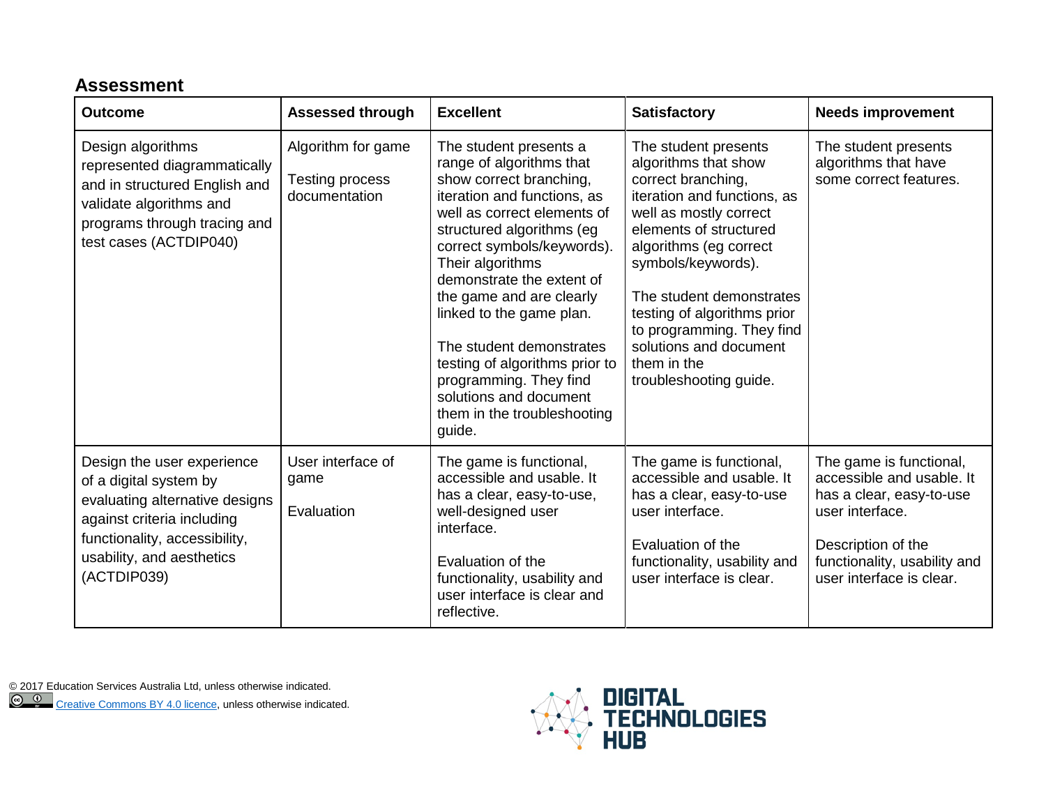## Assessment

| Outcome | Assessed through | Excellent | Satisfactory | Needs improvement |
|---|---|---|---|---|
| Design algorithms represented diagrammatically and in structured English and validate algorithms and programs through tracing and test cases (ACTDIP040) | Algorithm for game<br><br>Testing process documentation | The student presents a range of algorithms that show correct branching, iteration and functions, as well as correct elements of structured algorithms (eg correct symbols/keywords). Their algorithms demonstrate the extent of the game and are clearly linked to the game plan.<br><br>The student demonstrates testing of algorithms prior to programming. They find solutions and document them in the troubleshooting guide. | The student presents algorithms that show correct branching, iteration and functions, as well as mostly correct elements of structured algorithms (eg correct symbols/keywords).<br><br>The student demonstrates testing of algorithms prior to programming. They find solutions and document them in the troubleshooting guide. | The student presents algorithms that have some correct features. |
| Design the user experience of a digital system by evaluating alternative designs against criteria including functionality, accessibility, usability, and aesthetics (ACTDIP039) | User interface of game<br><br>Evaluation | The game is functional, accessible and usable. It has a clear, easy-to-use, well-designed user interface.<br><br>Evaluation of the functionality, usability and user interface is clear and reflective. | The game is functional, accessible and usable. It has a clear, easy-to-use user interface.<br><br>Evaluation of the functionality, usability and user interface is clear. | The game is functional, accessible and usable. It has a clear, easy-to-use user interface.<br><br>Description of the functionality, usability and user interface is clear. |

© 2017 Education Services Australia Ltd, unless otherwise indicated.
Creative Commons BY 4.0 licence, unless otherwise indicated.

DIGITAL TECHNOLOGIES HUB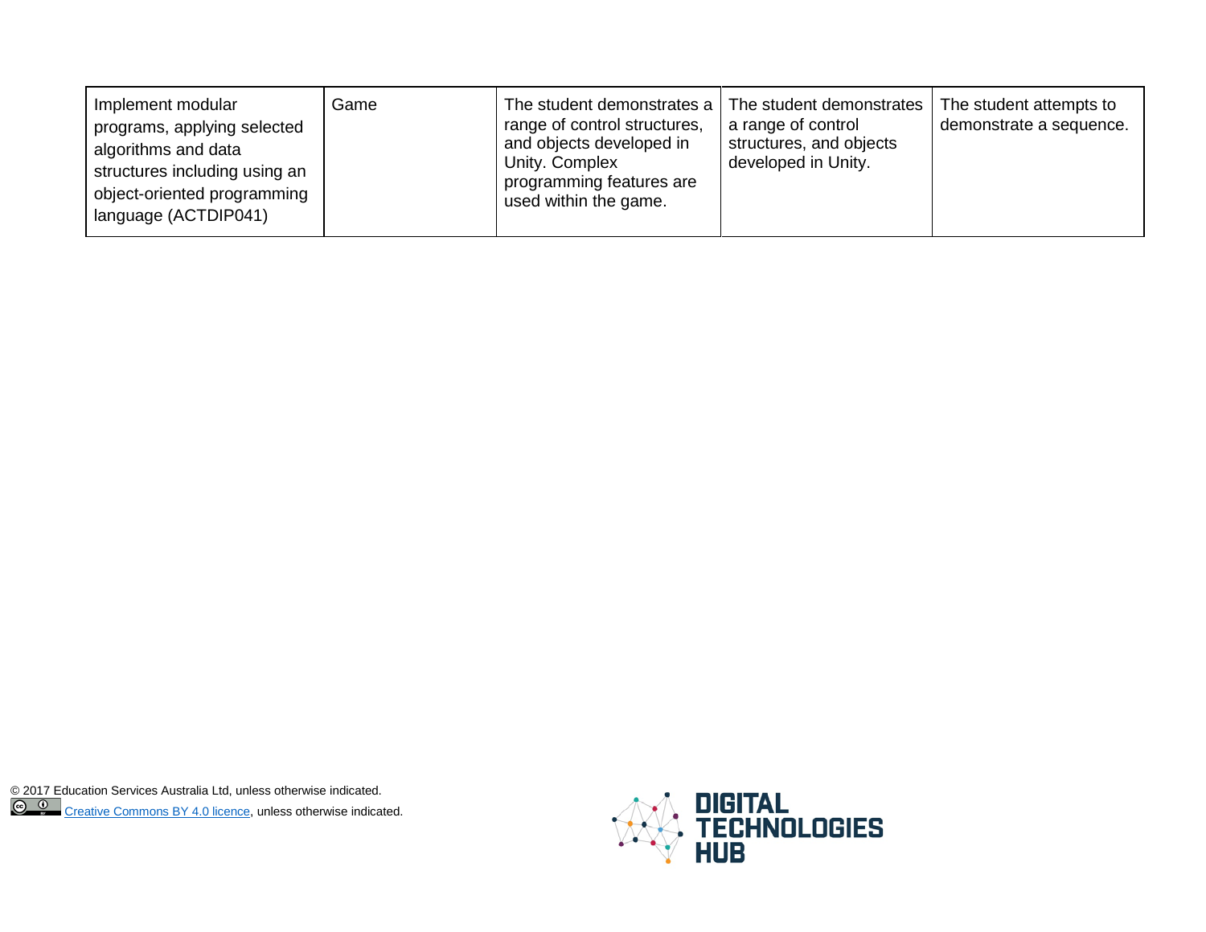| | | | | |
|---|---|---|---|---|
| Implement modular programs, applying selected algorithms and data structures including using an object-oriented programming language (ACTDIP041) | Game | The student demonstrates a range of control structures, and objects developed in Unity. Complex programming features are used within the game. | The student demonstrates a range of control structures, and objects developed in Unity. | The student attempts to demonstrate a sequence. |